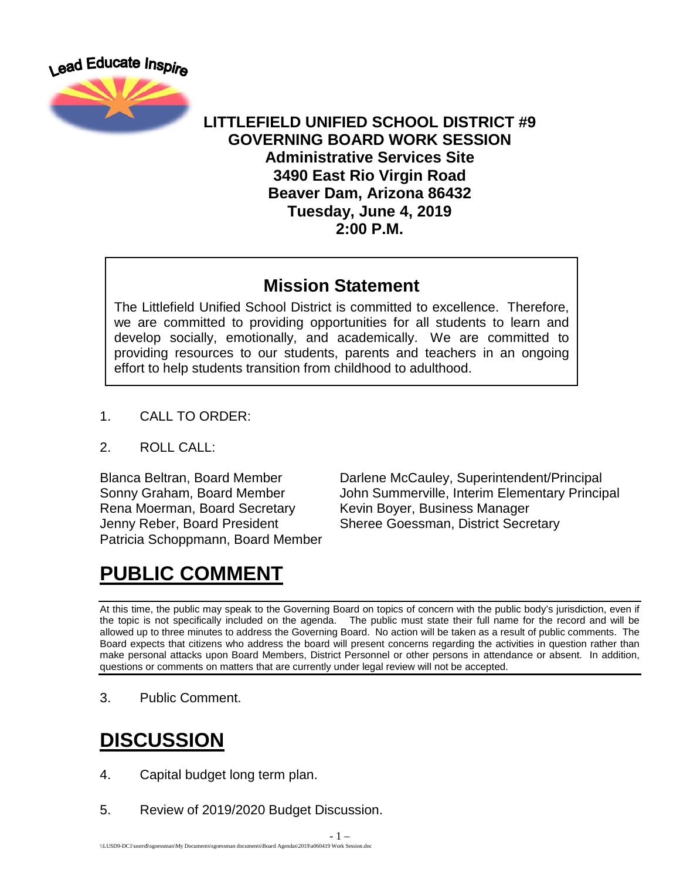Lead Educate Inspire

# LITTLEFIELD UNIFIED SCHOOL DISTRICT #9
## GOVERNING BOARD WORK SESSION
**Administrative Services Site**
**3490 East Rio Virgin Road**
**Beaver Dam, Arizona 86432**
**Tuesday, June 4, 2019**
**2:00 P.M.**

## Mission Statement

The Littlefield Unified School District is committed to excellence. Therefore, we are committed to providing opportunities for all students to learn and develop socially, emotionally, and academically. We are committed to providing resources to our students, parents and teachers in an ongoing effort to help students transition from childhood to adulthood.

1. CALL TO ORDER:

2. ROLL CALL:

Blanca Beltran, Board Member
Sonny Graham, Board Member
Rena Moerman, Board Secretary
Jenny Reber, Board President
Patricia Schoppmann, Board Member

Darlene McCauley, Superintendent/Principal
John Summerville, Interim Elementary Principal
Kevin Boyer, Business Manager
Sheree Goessman, District Secretary

# PUBLIC COMMENT

At this time, the public may speak to the Governing Board on topics of concern with the public body's jurisdiction, even if the topic is not specifically included on the agenda. The public must state their full name for the record and will be allowed up to three minutes to address the Governing Board. No action will be taken as a result of public comments. The Board expects that citizens who address the board will present concerns regarding the activities in question rather than make personal attacks upon Board Members, District Personnel or other persons in attendance or absent. In addition, questions or comments on matters that are currently under legal review will not be accepted.

3. Public Comment.

# DISCUSSION

4. Capital budget long term plan.

5. Review of 2019/2020 Budget Discussion.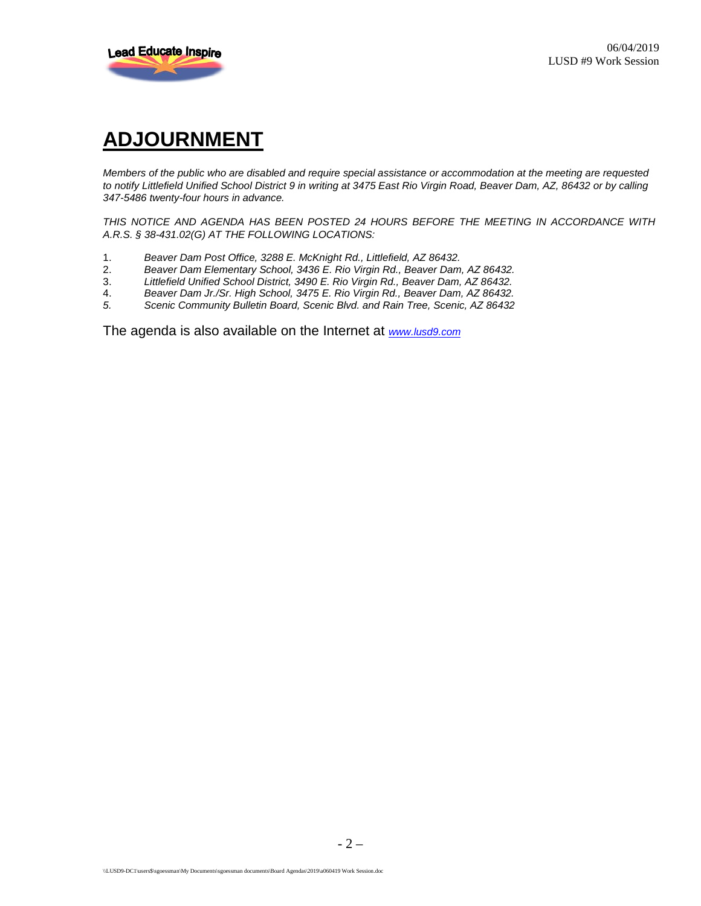# ADJOURNMENT

*Members of the public who are disabled and require special assistance or accommodation at the meeting are requested to notify Littlefield Unified School District 9 in writing at 3475 East Rio Virgin Road, Beaver Dam, AZ, 86432 or by calling 347-5486 twenty-four hours in advance.*

*THIS NOTICE AND AGENDA HAS BEEN POSTED 24 HOURS BEFORE THE MEETING IN ACCORDANCE WITH A.R.S. § 38-431.02(G) AT THE FOLLOWING LOCATIONS:*

1. *Beaver Dam Post Office, 3288 E. McKnight Rd., Littlefield, AZ 86432.*
2. *Beaver Dam Elementary School, 3436 E. Rio Virgin Rd., Beaver Dam, AZ 86432.*
3. *Littlefield Unified School District, 3490 E. Rio Virgin Rd., Beaver Dam, AZ 86432.*
4. *Beaver Dam Jr./Sr. High School, 3475 E. Rio Virgin Rd., Beaver Dam, AZ 86432.*
5. *Scenic Community Bulletin Board, Scenic Blvd. and Rain Tree, Scenic, AZ 86432*

The agenda is also available on the Internet at *www.lusd9.com*